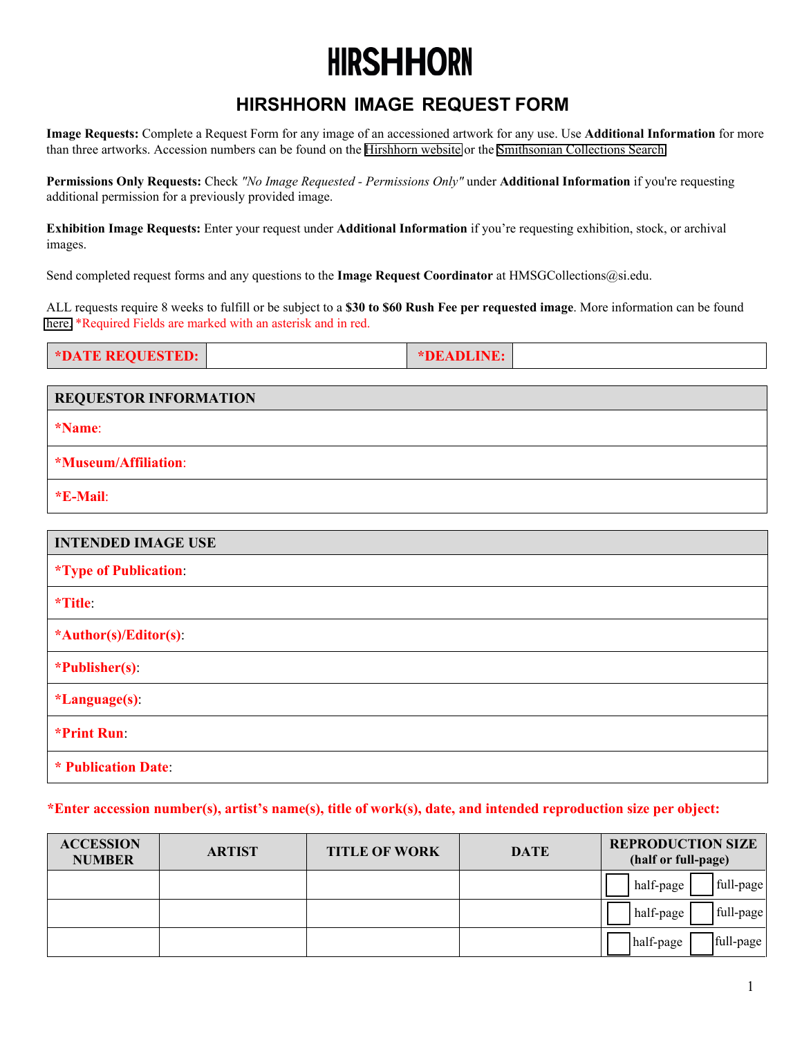# HIRSHHORN

## HIRSHHORN IMAGE REQUEST FORM

**Image Requests:** Complete a Request Form for any image of an accessioned artwork for any use. Use **Additional Information** for more than three artworks. Accession numbers can be found on the Hirshhorn website or the Smithsonian Collections Search.

**Permissions Only Requests:** Check *"No Image Requested - Permissions Only"* under **Additional Information** if you're requesting additional permission for a previously provided image.

**Exhibition Image Requests:** Enter your request under **Additional Information** if you're requesting exhibition, stock, or archival images.

Send completed request forms and any questions to the **Image Request Coordinator** at HMSGCollections@si.edu.

ALL requests require 8 weeks to fulfill or be subject to a **$30 to $60 Rush Fee per requested image**. More information can be found here. *Required Fields are marked with an asterisk and in red.

| **\*DATE REQUESTED:** | | **\*DEADLINE:** | |
|---|---|---|---|

| **REQUESTOR INFORMATION** |
|---|
| **\*Name**: |
| **\*Museum/Affiliation**: |
| **\*E-Mail**: |

| **INTENDED IMAGE USE** |
|---|
| **\*Type of Publication**: |
| **\*Title**: |
| **\*Author(s)/Editor(s)**: |
| **\*Publisher(s)**: |
| **\*Language(s)**: |
| **\*Print Run**: |
| **\* Publication Date**: |

**\*Enter accession number(s), artist's name(s), title of work(s), date, and intended reproduction size per object:**

| ACCESSION NUMBER | ARTIST | TITLE OF WORK | DATE | REPRODUCTION SIZE (half or full-page) |
|---|---|---|---|---|
| | | | | ☐ half-page ☐ full-page |
| | | | | ☐ half-page ☐ full-page |
| | | | | ☐ half-page ☐ full-page |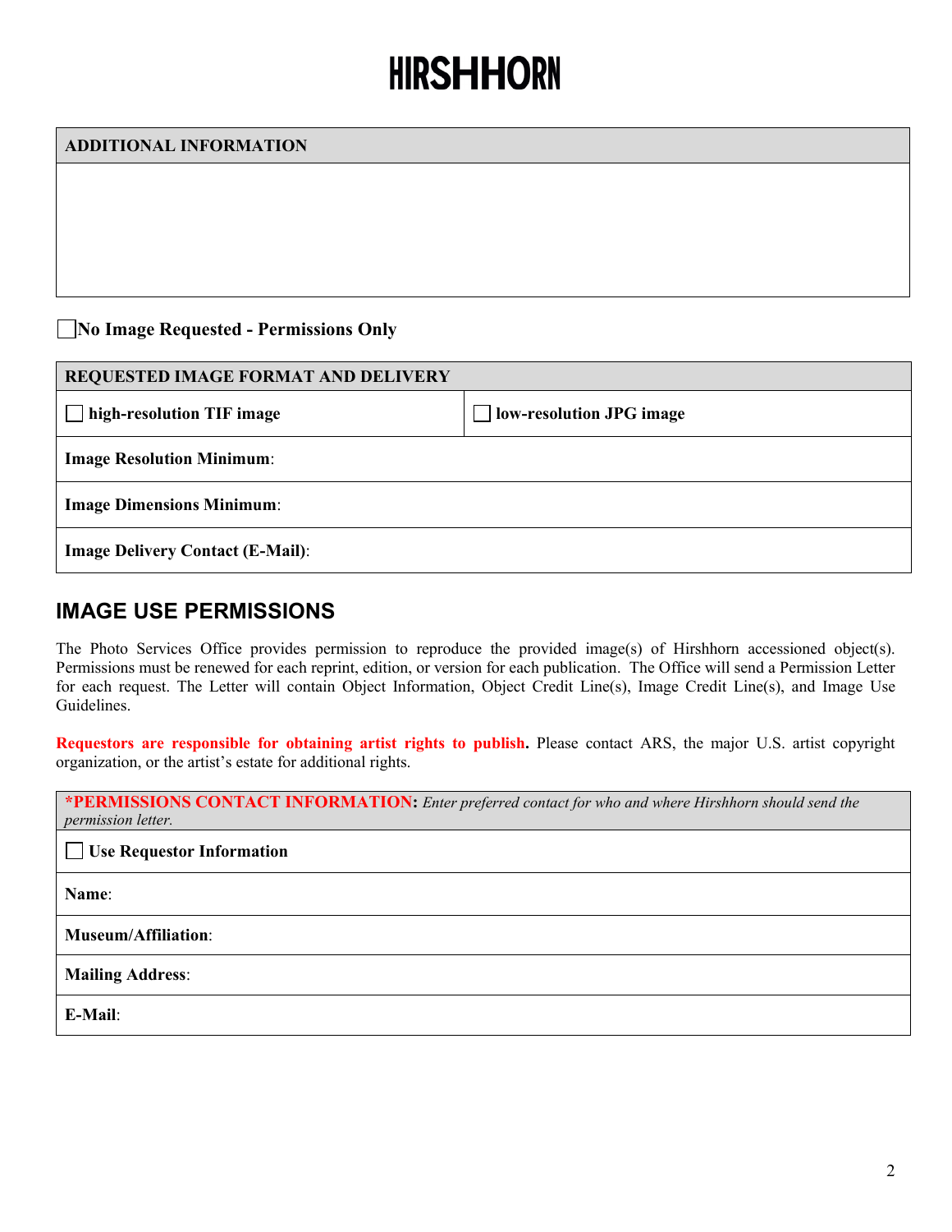# HIRSHHORN

| ADDITIONAL INFORMATION |
| --- |
| |

☐ **No Image Requested - Permissions Only**

| REQUESTED IMAGE FORMAT AND DELIVERY | |
| --- | --- |
| ☐ **high-resolution TIF image** | ☐ **low-resolution JPG image** |
| **Image Resolution Minimum**: | |
| **Image Dimensions Minimum**: | |
| **Image Delivery Contact (E-Mail)**: | |

## IMAGE USE PERMISSIONS

The Photo Services Office provides permission to reproduce the provided image(s) of Hirshhorn accessioned object(s). Permissions must be renewed for each reprint, edition, or version for each publication. The Office will send a Permission Letter for each request. The Letter will contain Object Information, Object Credit Line(s), Image Credit Line(s), and Image Use Guidelines.

**Requestors are responsible for obtaining artist rights to publish.** Please contact ARS, the major U.S. artist copyright organization, or the artist's estate for additional rights.

| **\*PERMISSIONS CONTACT INFORMATION:** *Enter preferred contact for who and where Hirshhorn should send the permission letter.* |
| --- |
| ☐ **Use Requestor Information** |
| **Name**: |
| **Museum/Affiliation**: |
| **Mailing Address**: |
| **E-Mail**: |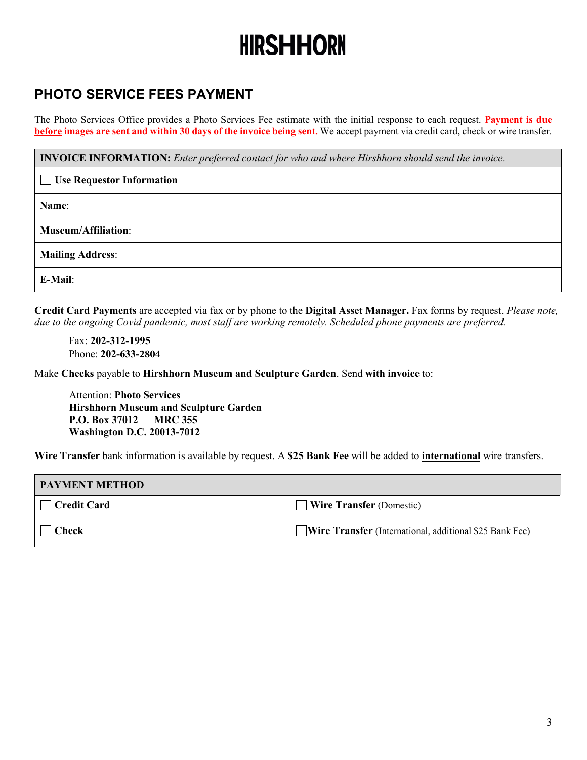# HIRSHHORN

## PHOTO SERVICE FEES PAYMENT

The Photo Services Office provides a Photo Services Fee estimate with the initial response to each request. **Payment is due before images are sent and within 30 days of the invoice being sent.** We accept payment via credit card, check or wire transfer.

| **INVOICE INFORMATION:** *Enter preferred contact for who and where Hirshhorn should send the invoice.* |
|---|
| ☐ **Use Requestor Information** |
| **Name**: |
| **Museum/Affiliation**: |
| **Mailing Address**: |
| **E-Mail**: |

**Credit Card Payments** are accepted via fax or by phone to the **Digital Asset Manager.** Fax forms by request. *Please note, due to the ongoing Covid pandemic, most staff are working remotely. Scheduled phone payments are preferred.*

Fax: **202-312-1995**
Phone: **202-633-2804**

Make **Checks** payable to **Hirshhorn Museum and Sculpture Garden**. Send **with invoice** to:

Attention: **Photo Services**
**Hirshhorn Museum and Sculpture Garden**
**P.O. Box 37012 MRC 355**
**Washington D.C. 20013-7012**

**Wire Transfer** bank information is available by request. A **$25 Bank Fee** will be added to **international** wire transfers.

| **PAYMENT METHOD** | |
|---|---|
| ☐ **Credit Card** | ☐ **Wire Transfer** (Domestic) |
| ☐ **Check** | ☐ **Wire Transfer** (International, additional $25 Bank Fee) |